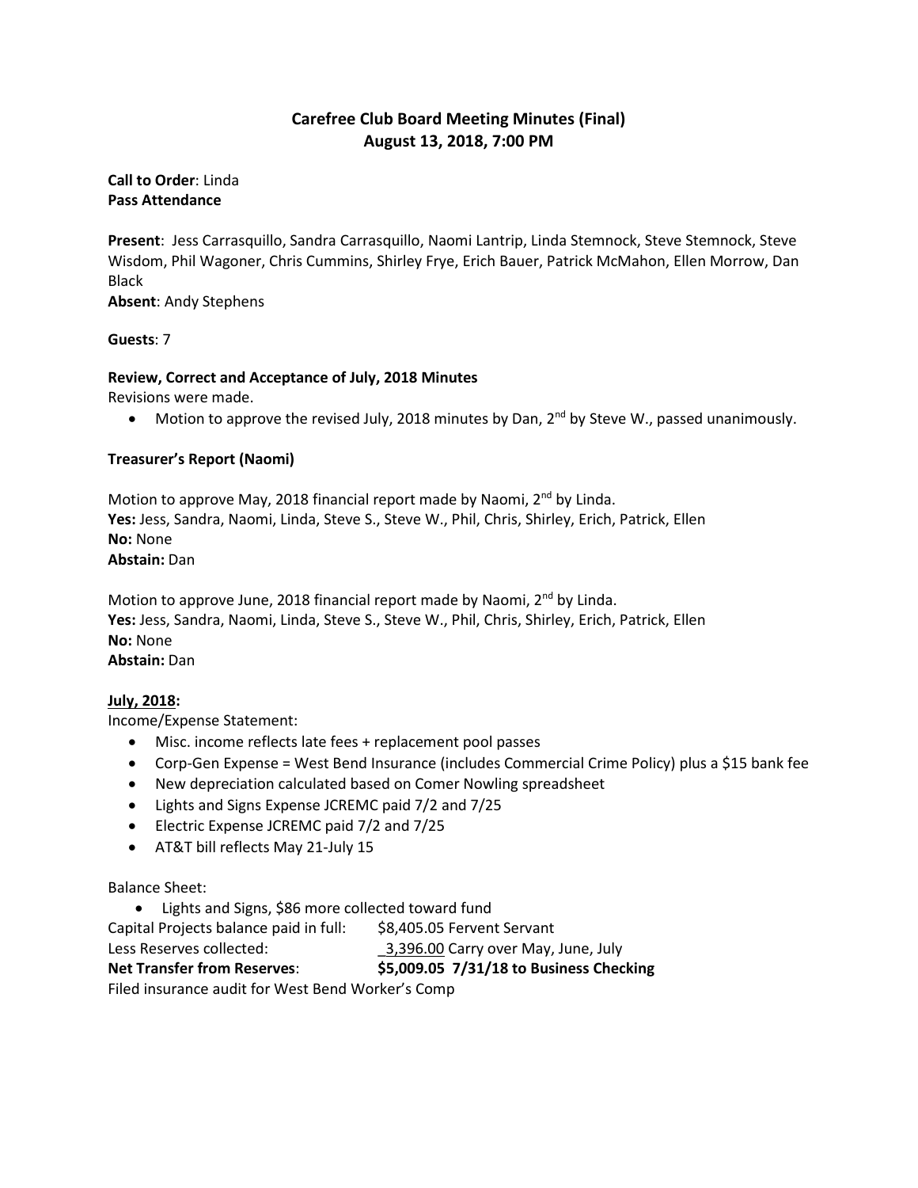# Carefree Club Board Meeting Minutes (Final)
## August 13, 2018, 7:00 PM

**Call to Order**: Linda
**Pass Attendance**

**Present**: Jess Carrasquillo, Sandra Carrasquillo, Naomi Lantrip, Linda Stemnock, Steve Stemnock, Steve Wisdom, Phil Wagoner, Chris Cummins, Shirley Frye, Erich Bauer, Patrick McMahon, Ellen Morrow, Dan Black
**Absent**: Andy Stephens

**Guests**: 7

**Review, Correct and Acceptance of July, 2018 Minutes**
Revisions were made.

- Motion to approve the revised July, 2018 minutes by Dan, 2nd by Steve W., passed unanimously.

**Treasurer's Report (Naomi)**

Motion to approve May, 2018 financial report made by Naomi, 2nd by Linda.
**Yes:** Jess, Sandra, Naomi, Linda, Steve S., Steve W., Phil, Chris, Shirley, Erich, Patrick, Ellen
**No:** None
**Abstain:** Dan

Motion to approve June, 2018 financial report made by Naomi, 2nd by Linda.
**Yes:** Jess, Sandra, Naomi, Linda, Steve S., Steve W., Phil, Chris, Shirley, Erich, Patrick, Ellen
**No:** None
**Abstain:** Dan

**July, 2018:**
Income/Expense Statement:

- Misc. income reflects late fees + replacement pool passes
- Corp-Gen Expense = West Bend Insurance (includes Commercial Crime Policy) plus a $15 bank fee
- New depreciation calculated based on Comer Nowling spreadsheet
- Lights and Signs Expense JCREMC paid 7/2 and 7/25
- Electric Expense JCREMC paid 7/2 and 7/25
- AT&T bill reflects May 21-July 15

Balance Sheet:

- Lights and Signs, $86 more collected toward fund

| | |
|---|---|
| Capital Projects balance paid in full: | $8,405.05 Fervent Servant |
| Less Reserves collected: | 3,396.00 Carry over May, June, July |
| **Net Transfer from Reserves**: | **$5,009.05 7/31/18 to Business Checking** |

Filed insurance audit for West Bend Worker's Comp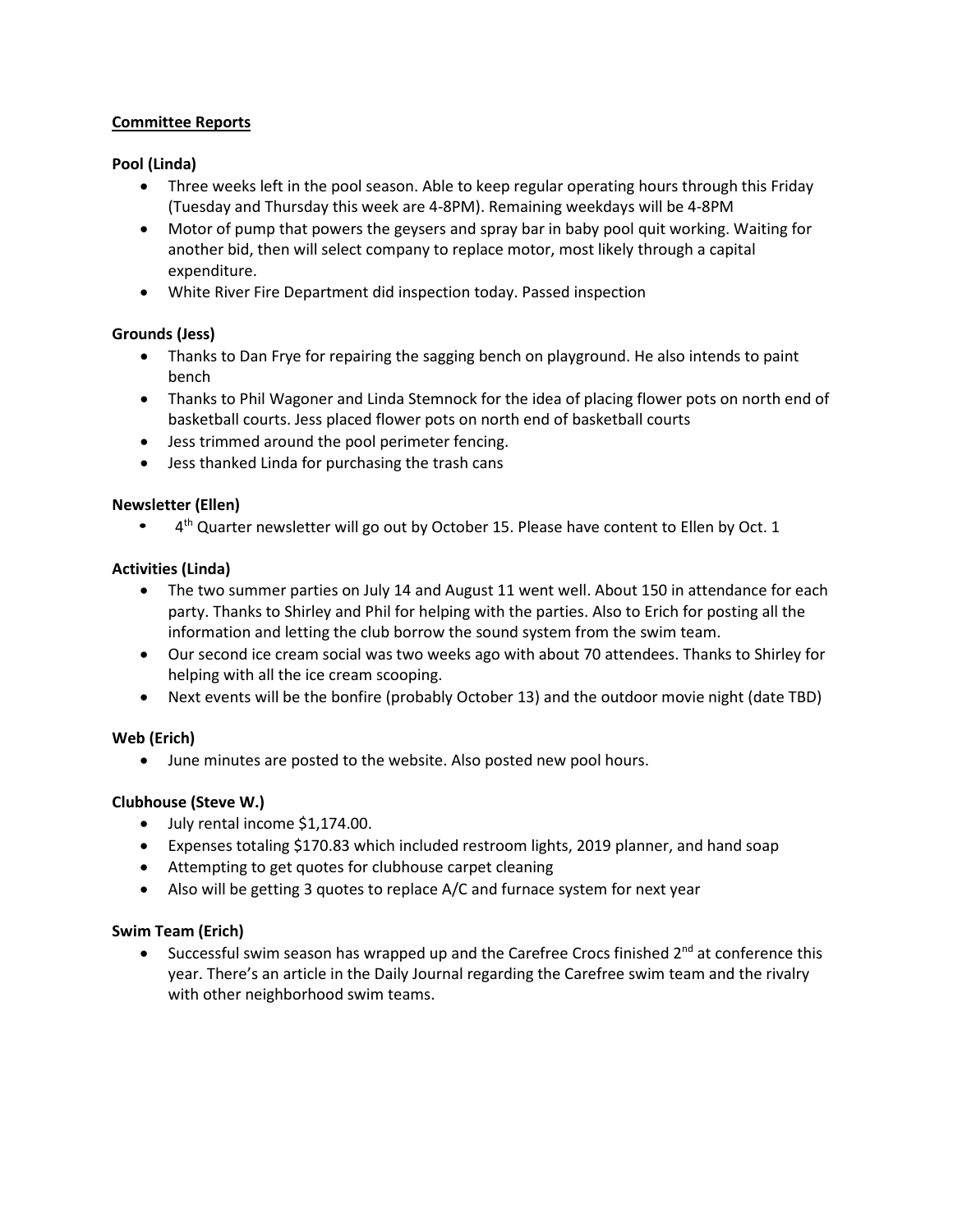## Committee Reports

**Pool (Linda)**

- Three weeks left in the pool season. Able to keep regular operating hours through this Friday (Tuesday and Thursday this week are 4-8PM). Remaining weekdays will be 4-8PM
- Motor of pump that powers the geysers and spray bar in baby pool quit working. Waiting for another bid, then will select company to replace motor, most likely through a capital expenditure.
- White River Fire Department did inspection today. Passed inspection

**Grounds (Jess)**

- Thanks to Dan Frye for repairing the sagging bench on playground. He also intends to paint bench
- Thanks to Phil Wagoner and Linda Stemnock for the idea of placing flower pots on north end of basketball courts. Jess placed flower pots on north end of basketball courts
- Jess trimmed around the pool perimeter fencing.
- Jess thanked Linda for purchasing the trash cans

**Newsletter (Ellen)**

- 4th Quarter newsletter will go out by October 15. Please have content to Ellen by Oct. 1

**Activities (Linda)**

- The two summer parties on July 14 and August 11 went well. About 150 in attendance for each party. Thanks to Shirley and Phil for helping with the parties. Also to Erich for posting all the information and letting the club borrow the sound system from the swim team.
- Our second ice cream social was two weeks ago with about 70 attendees. Thanks to Shirley for helping with all the ice cream scooping.
- Next events will be the bonfire (probably October 13) and the outdoor movie night (date TBD)

**Web (Erich)**

- June minutes are posted to the website. Also posted new pool hours.

**Clubhouse (Steve W.)**

- July rental income $1,174.00.
- Expenses totaling $170.83 which included restroom lights, 2019 planner, and hand soap
- Attempting to get quotes for clubhouse carpet cleaning
- Also will be getting 3 quotes to replace A/C and furnace system for next year

**Swim Team (Erich)**

- Successful swim season has wrapped up and the Carefree Crocs finished 2nd at conference this year. There's an article in the Daily Journal regarding the Carefree swim team and the rivalry with other neighborhood swim teams.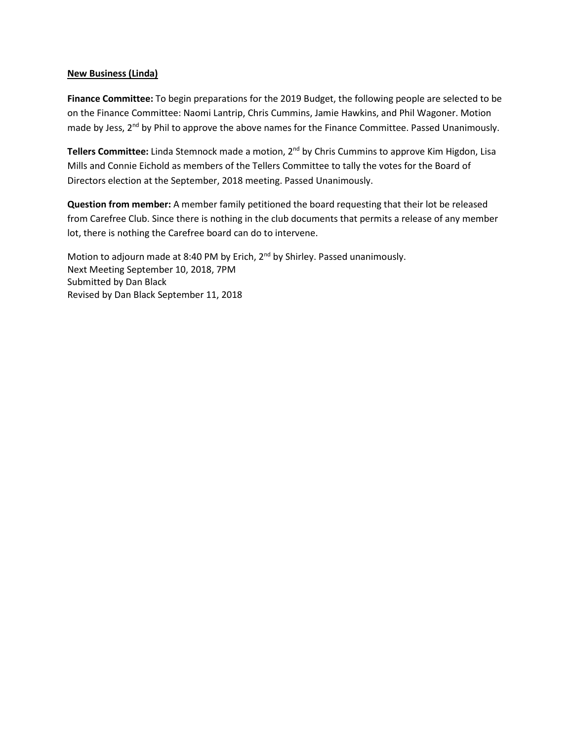**New Business (Linda)**

**Finance Committee:** To begin preparations for the 2019 Budget, the following people are selected to be on the Finance Committee: Naomi Lantrip, Chris Cummins, Jamie Hawkins, and Phil Wagoner. Motion made by Jess, 2nd by Phil to approve the above names for the Finance Committee. Passed Unanimously.

**Tellers Committee:** Linda Stemnock made a motion, 2nd by Chris Cummins to approve Kim Higdon, Lisa Mills and Connie Eichold as members of the Tellers Committee to tally the votes for the Board of Directors election at the September, 2018 meeting. Passed Unanimously.

**Question from member:** A member family petitioned the board requesting that their lot be released from Carefree Club. Since there is nothing in the club documents that permits a release of any member lot, there is nothing the Carefree board can do to intervene.

Motion to adjourn made at 8:40 PM by Erich, 2nd by Shirley. Passed unanimously.  
Next Meeting September 10, 2018, 7PM  
Submitted by Dan Black  
Revised by Dan Black September 11, 2018